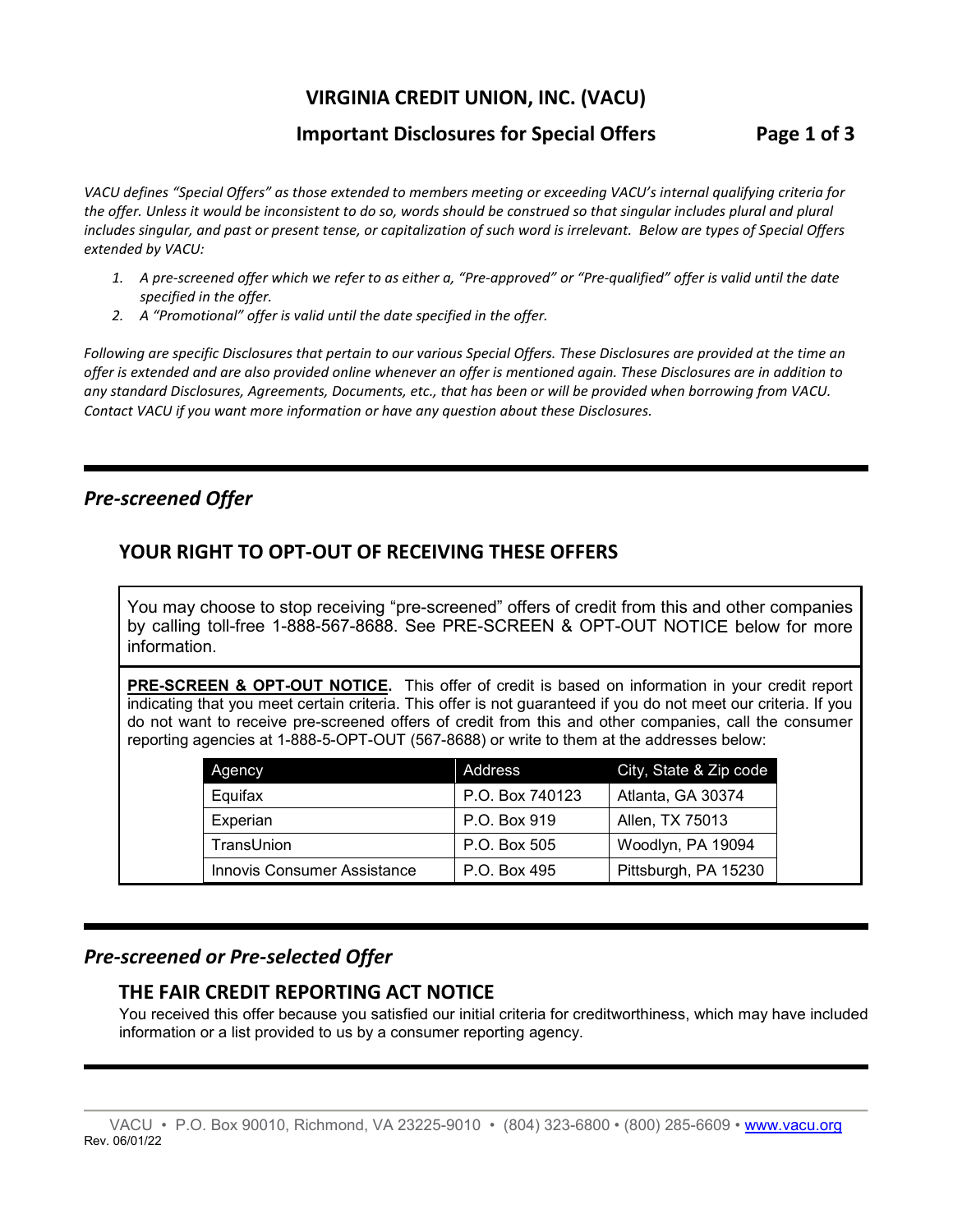# VIRGINIA CREDIT UNION, INC. (VACU)

## Important Disclosures for Special Offers

*VACU defines "Special Offers" as those extended to members meeting or exceeding VACU's internal qualifying criteria for the offer. Unless it would be inconsistent to do so, words should be construed so that singular includes plural and plural includes singular, and past or present tense, or capitalization of such word is irrelevant. Below are types of Special Offers extended by VACU:*

1. *A pre-screened offer which we refer to as either a, "Pre-approved" or "Pre-qualified" offer is valid until the date specified in the offer.*
2. *A "Promotional" offer is valid until the date specified in the offer.*

*Following are specific Disclosures that pertain to our various Special Offers. These Disclosures are provided at the time an offer is extended and are also provided online whenever an offer is mentioned again. These Disclosures are in addition to any standard Disclosures, Agreements, Documents, etc., that has been or will be provided when borrowing from VACU. Contact VACU if you want more information or have any question about these Disclosures.*

---

## *Pre-screened Offer*

### YOUR RIGHT TO OPT-OUT OF RECEIVING THESE OFFERS

You may choose to stop receiving "pre-screened" offers of credit from this and other companies by calling toll-free 1-888-567-8688. See PRE-SCREEN & OPT-OUT NOTICE below for more information.

**PRE-SCREEN & OPT-OUT NOTICE.** This offer of credit is based on information in your credit report indicating that you meet certain criteria. This offer is not guaranteed if you do not meet our criteria. If you do not want to receive pre-screened offers of credit from this and other companies, call the consumer reporting agencies at 1-888-5-OPT-OUT (567-8688) or write to them at the addresses below:

| Agency | Address | City, State & Zip code |
| --- | --- | --- |
| Equifax | P.O. Box 740123 | Atlanta, GA 30374 |
| Experian | P.O. Box 919 | Allen, TX 75013 |
| TransUnion | P.O. Box 505 | Woodlyn, PA 19094 |
| Innovis Consumer Assistance | P.O. Box 495 | Pittsburgh, PA 15230 |

---

## *Pre-screened or Pre-selected Offer*

### THE FAIR CREDIT REPORTING ACT NOTICE

You received this offer because you satisfied our initial criteria for creditworthiness, which may have included information or a list provided to us by a consumer reporting agency.

---

VACU • P.O. Box 90010, Richmond, VA 23225-9010 • (804) 323-6800 • (800) 285-6609 • www.vacu.org
Rev. 06/01/22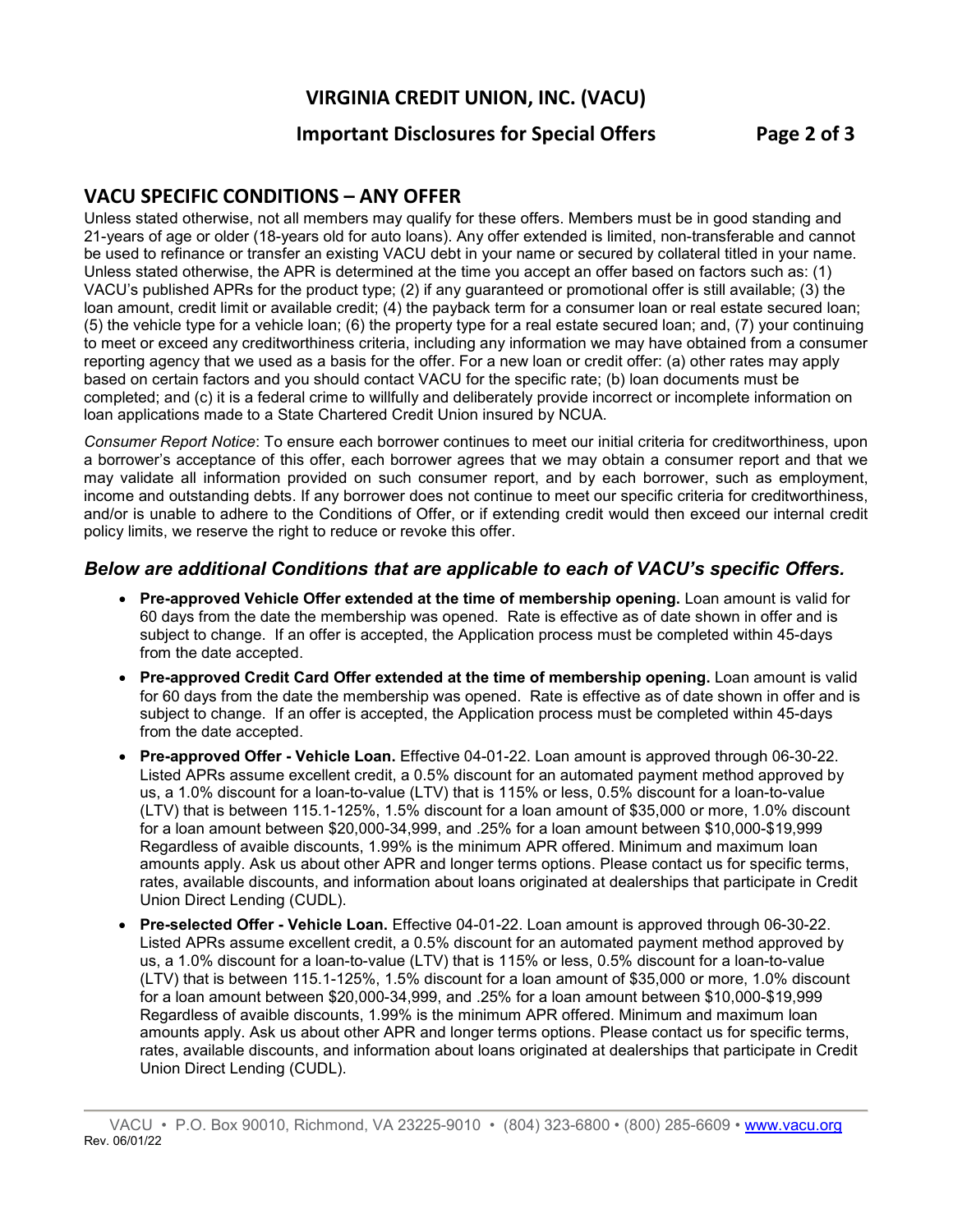## VACU SPECIFIC CONDITIONS – ANY OFFER

Unless stated otherwise, not all members may qualify for these offers. Members must be in good standing and 21-years of age or older (18-years old for auto loans). Any offer extended is limited, non-transferable and cannot be used to refinance or transfer an existing VACU debt in your name or secured by collateral titled in your name. Unless stated otherwise, the APR is determined at the time you accept an offer based on factors such as: (1) VACU's published APRs for the product type; (2) if any guaranteed or promotional offer is still available; (3) the loan amount, credit limit or available credit; (4) the payback term for a consumer loan or real estate secured loan; (5) the vehicle type for a vehicle loan; (6) the property type for a real estate secured loan; and, (7) your continuing to meet or exceed any creditworthiness criteria, including any information we may have obtained from a consumer reporting agency that we used as a basis for the offer. For a new loan or credit offer: (a) other rates may apply based on certain factors and you should contact VACU for the specific rate; (b) loan documents must be completed; and (c) it is a federal crime to willfully and deliberately provide incorrect or incomplete information on loan applications made to a State Chartered Credit Union insured by NCUA.

*Consumer Report Notice*: To ensure each borrower continues to meet our initial criteria for creditworthiness, upon a borrower's acceptance of this offer, each borrower agrees that we may obtain a consumer report and that we may validate all information provided on such consumer report, and by each borrower, such as employment, income and outstanding debts. If any borrower does not continue to meet our specific criteria for creditworthiness, and/or is unable to adhere to the Conditions of Offer, or if extending credit would then exceed our internal credit policy limits, we reserve the right to reduce or revoke this offer.

### *Below are additional Conditions that are applicable to each of VACU's specific Offers.*

- **Pre-approved Vehicle Offer extended at the time of membership opening.** Loan amount is valid for 60 days from the date the membership was opened. Rate is effective as of date shown in offer and is subject to change. If an offer is accepted, the Application process must be completed within 45-days from the date accepted.
- **Pre-approved Credit Card Offer extended at the time of membership opening.** Loan amount is valid for 60 days from the date the membership was opened. Rate is effective as of date shown in offer and is subject to change. If an offer is accepted, the Application process must be completed within 45-days from the date accepted.
- **Pre-approved Offer - Vehicle Loan.** Effective 04-01-22. Loan amount is approved through 06-30-22. Listed APRs assume excellent credit, a 0.5% discount for an automated payment method approved by us, a 1.0% discount for a loan-to-value (LTV) that is 115% or less, 0.5% discount for a loan-to-value (LTV) that is between 115.1-125%, 1.5% discount for a loan amount of $35,000 or more, 1.0% discount for a loan amount between $20,000-34,999, and .25% for a loan amount between $10,000-$19,999 Regardless of avaible discounts, 1.99% is the minimum APR offered. Minimum and maximum loan amounts apply. Ask us about other APR and longer terms options. Please contact us for specific terms, rates, available discounts, and information about loans originated at dealerships that participate in Credit Union Direct Lending (CUDL).
- **Pre-selected Offer - Vehicle Loan.** Effective 04-01-22. Loan amount is approved through 06-30-22. Listed APRs assume excellent credit, a 0.5% discount for an automated payment method approved by us, a 1.0% discount for a loan-to-value (LTV) that is 115% or less, 0.5% discount for a loan-to-value (LTV) that is between 115.1-125%, 1.5% discount for a loan amount of $35,000 or more, 1.0% discount for a loan amount between $20,000-34,999, and .25% for a loan amount between $10,000-$19,999 Regardless of avaible discounts, 1.99% is the minimum APR offered. Minimum and maximum loan amounts apply. Ask us about other APR and longer terms options. Please contact us for specific terms, rates, available discounts, and information about loans originated at dealerships that participate in Credit Union Direct Lending (CUDL).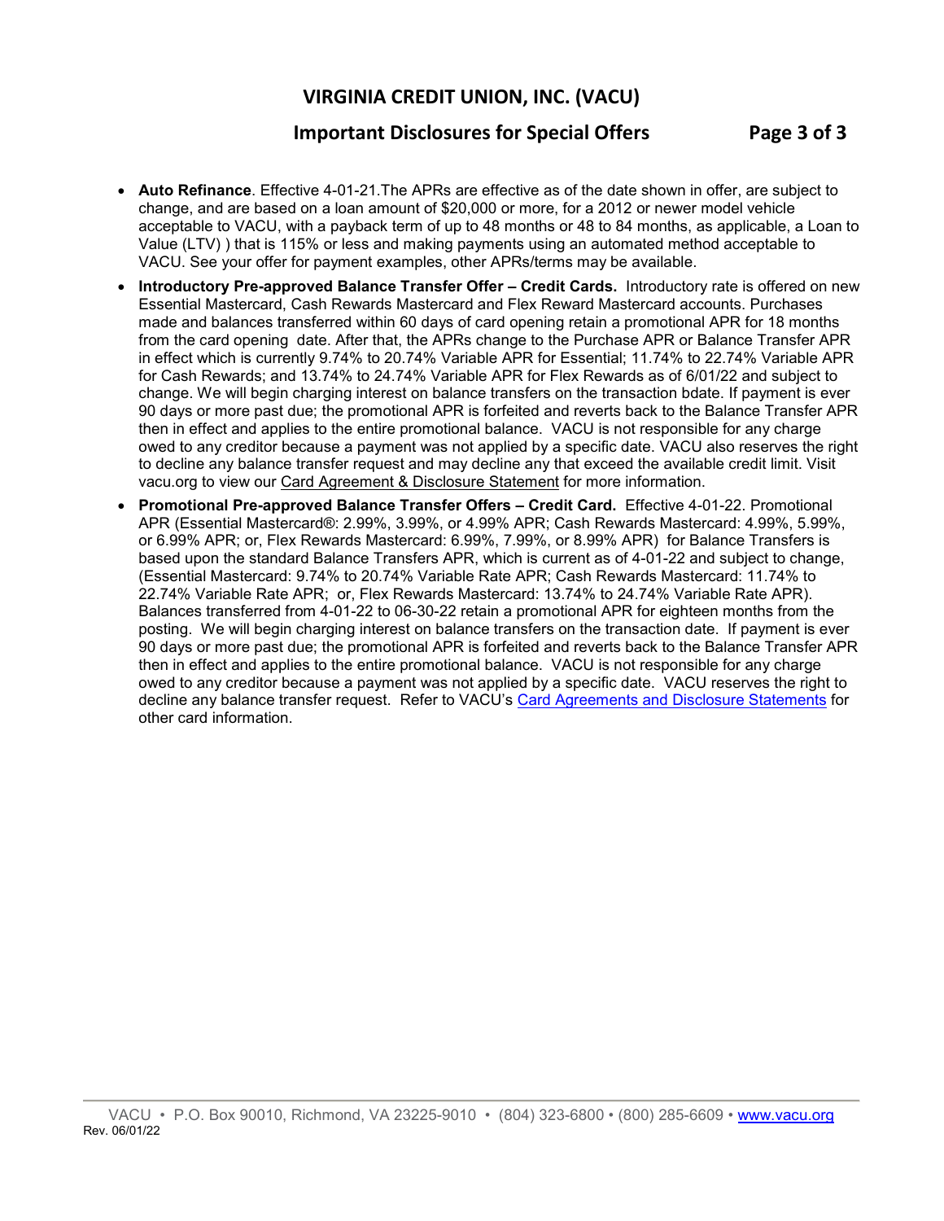# VIRGINIA CREDIT UNION, INC. (VACU)

## Important Disclosures for Special Offers

- **Auto Refinance**. Effective 4-01-21.The APRs are effective as of the date shown in offer, are subject to change, and are based on a loan amount of $20,000 or more, for a 2012 or newer model vehicle acceptable to VACU, with a payback term of up to 48 months or 48 to 84 months, as applicable, a Loan to Value (LTV) ) that is 115% or less and making payments using an automated method acceptable to VACU. See your offer for payment examples, other APRs/terms may be available.
- **Introductory Pre-approved Balance Transfer Offer – Credit Cards.** Introductory rate is offered on new Essential Mastercard, Cash Rewards Mastercard and Flex Reward Mastercard accounts. Purchases made and balances transferred within 60 days of card opening retain a promotional APR for 18 months from the card opening date. After that, the APRs change to the Purchase APR or Balance Transfer APR in effect which is currently 9.74% to 20.74% Variable APR for Essential; 11.74% to 22.74% Variable APR for Cash Rewards; and 13.74% to 24.74% Variable APR for Flex Rewards as of 6/01/22 and subject to change. We will begin charging interest on balance transfers on the transaction bdate. If payment is ever 90 days or more past due; the promotional APR is forfeited and reverts back to the Balance Transfer APR then in effect and applies to the entire promotional balance. VACU is not responsible for any charge owed to any creditor because a payment was not applied by a specific date. VACU also reserves the right to decline any balance transfer request and may decline any that exceed the available credit limit. Visit vacu.org to view our Card Agreement & Disclosure Statement for more information.
- **Promotional Pre-approved Balance Transfer Offers – Credit Card.** Effective 4-01-22. Promotional APR (Essential Mastercard®: 2.99%, 3.99%, or 4.99% APR; Cash Rewards Mastercard: 4.99%, 5.99%, or 6.99% APR; or, Flex Rewards Mastercard: 6.99%, 7.99%, or 8.99% APR) for Balance Transfers is based upon the standard Balance Transfers APR, which is current as of 4-01-22 and subject to change, (Essential Mastercard: 9.74% to 20.74% Variable Rate APR; Cash Rewards Mastercard: 11.74% to 22.74% Variable Rate APR; or, Flex Rewards Mastercard: 13.74% to 24.74% Variable Rate APR). Balances transferred from 4-01-22 to 06-30-22 retain a promotional APR for eighteen months from the posting. We will begin charging interest on balance transfers on the transaction date. If payment is ever 90 days or more past due; the promotional APR is forfeited and reverts back to the Balance Transfer APR then in effect and applies to the entire promotional balance. VACU is not responsible for any charge owed to any creditor because a payment was not applied by a specific date. VACU reserves the right to decline any balance transfer request. Refer to VACU's Card Agreements and Disclosure Statements for other card information.

VACU • P.O. Box 90010, Richmond, VA 23225-9010 • (804) 323-6800 • (800) 285-6609 • www.vacu.org

Rev. 06/01/22